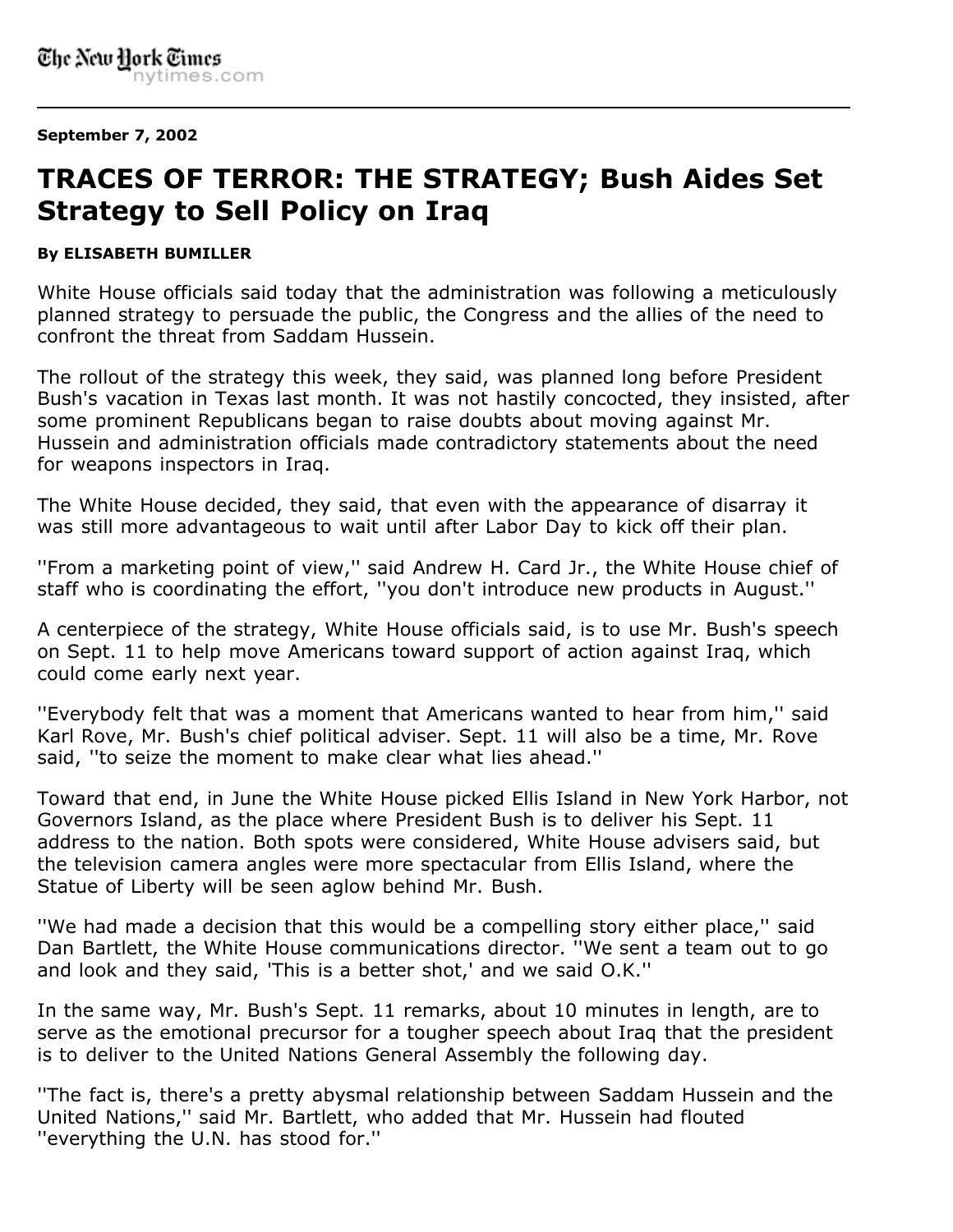The New York Times
nytimes.com

**September 7, 2002**

# TRACES OF TERROR: THE STRATEGY; Bush Aides Set Strategy to Sell Policy on Iraq

**By ELISABETH BUMILLER**

White House officials said today that the administration was following a meticulously planned strategy to persuade the public, the Congress and the allies of the need to confront the threat from Saddam Hussein.

The rollout of the strategy this week, they said, was planned long before President Bush's vacation in Texas last month. It was not hastily concocted, they insisted, after some prominent Republicans began to raise doubts about moving against Mr. Hussein and administration officials made contradictory statements about the need for weapons inspectors in Iraq.

The White House decided, they said, that even with the appearance of disarray it was still more advantageous to wait until after Labor Day to kick off their plan.

''From a marketing point of view,'' said Andrew H. Card Jr., the White House chief of staff who is coordinating the effort, ''you don't introduce new products in August.''

A centerpiece of the strategy, White House officials said, is to use Mr. Bush's speech on Sept. 11 to help move Americans toward support of action against Iraq, which could come early next year.

''Everybody felt that was a moment that Americans wanted to hear from him,'' said Karl Rove, Mr. Bush's chief political adviser. Sept. 11 will also be a time, Mr. Rove said, ''to seize the moment to make clear what lies ahead.''

Toward that end, in June the White House picked Ellis Island in New York Harbor, not Governors Island, as the place where President Bush is to deliver his Sept. 11 address to the nation. Both spots were considered, White House advisers said, but the television camera angles were more spectacular from Ellis Island, where the Statue of Liberty will be seen aglow behind Mr. Bush.

''We had made a decision that this would be a compelling story either place,'' said Dan Bartlett, the White House communications director. ''We sent a team out to go and look and they said, 'This is a better shot,' and we said O.K.''

In the same way, Mr. Bush's Sept. 11 remarks, about 10 minutes in length, are to serve as the emotional precursor for a tougher speech about Iraq that the president is to deliver to the United Nations General Assembly the following day.

''The fact is, there's a pretty abysmal relationship between Saddam Hussein and the United Nations,'' said Mr. Bartlett, who added that Mr. Hussein had flouted ''everything the U.N. has stood for.''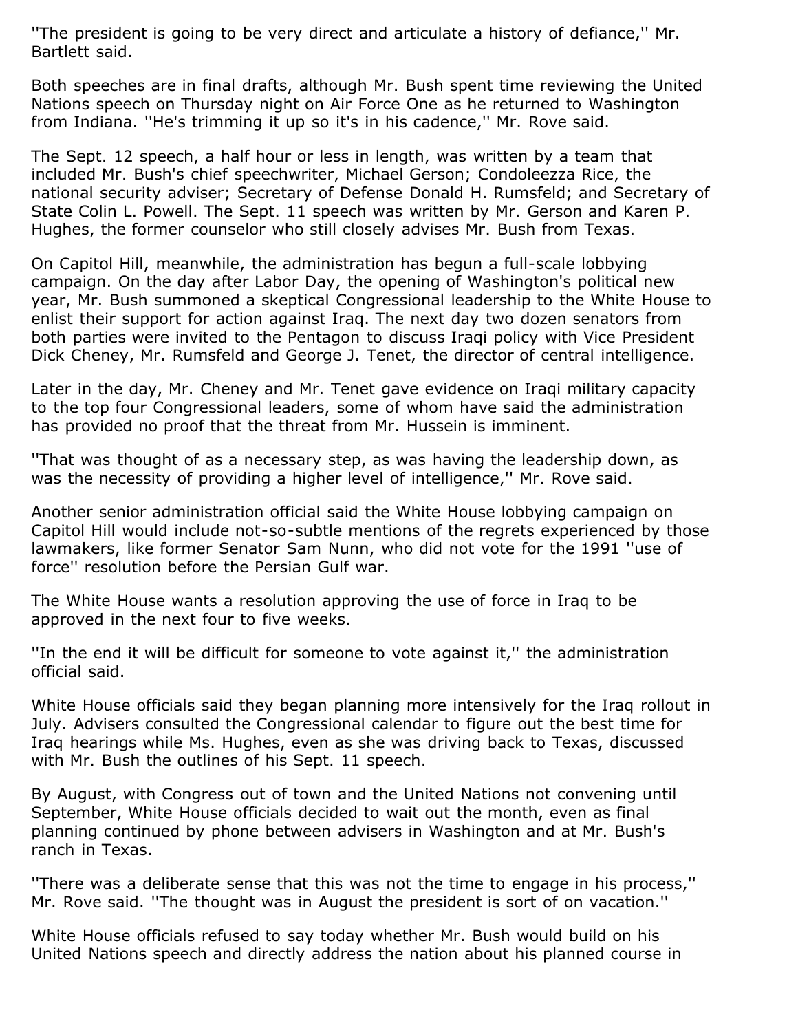''The president is going to be very direct and articulate a history of defiance,'' Mr. Bartlett said.

Both speeches are in final drafts, although Mr. Bush spent time reviewing the United Nations speech on Thursday night on Air Force One as he returned to Washington from Indiana. ''He's trimming it up so it's in his cadence,'' Mr. Rove said.

The Sept. 12 speech, a half hour or less in length, was written by a team that included Mr. Bush's chief speechwriter, Michael Gerson; Condoleezza Rice, the national security adviser; Secretary of Defense Donald H. Rumsfeld; and Secretary of State Colin L. Powell. The Sept. 11 speech was written by Mr. Gerson and Karen P. Hughes, the former counselor who still closely advises Mr. Bush from Texas.

On Capitol Hill, meanwhile, the administration has begun a full-scale lobbying campaign. On the day after Labor Day, the opening of Washington's political new year, Mr. Bush summoned a skeptical Congressional leadership to the White House to enlist their support for action against Iraq. The next day two dozen senators from both parties were invited to the Pentagon to discuss Iraqi policy with Vice President Dick Cheney, Mr. Rumsfeld and George J. Tenet, the director of central intelligence.

Later in the day, Mr. Cheney and Mr. Tenet gave evidence on Iraqi military capacity to the top four Congressional leaders, some of whom have said the administration has provided no proof that the threat from Mr. Hussein is imminent.

''That was thought of as a necessary step, as was having the leadership down, as was the necessity of providing a higher level of intelligence,'' Mr. Rove said.

Another senior administration official said the White House lobbying campaign on Capitol Hill would include not-so-subtle mentions of the regrets experienced by those lawmakers, like former Senator Sam Nunn, who did not vote for the 1991 ''use of force'' resolution before the Persian Gulf war.

The White House wants a resolution approving the use of force in Iraq to be approved in the next four to five weeks.

''In the end it will be difficult for someone to vote against it,'' the administration official said.

White House officials said they began planning more intensively for the Iraq rollout in July. Advisers consulted the Congressional calendar to figure out the best time for Iraq hearings while Ms. Hughes, even as she was driving back to Texas, discussed with Mr. Bush the outlines of his Sept. 11 speech.

By August, with Congress out of town and the United Nations not convening until September, White House officials decided to wait out the month, even as final planning continued by phone between advisers in Washington and at Mr. Bush's ranch in Texas.

''There was a deliberate sense that this was not the time to engage in his process,'' Mr. Rove said. ''The thought was in August the president is sort of on vacation.''

White House officials refused to say today whether Mr. Bush would build on his United Nations speech and directly address the nation about his planned course in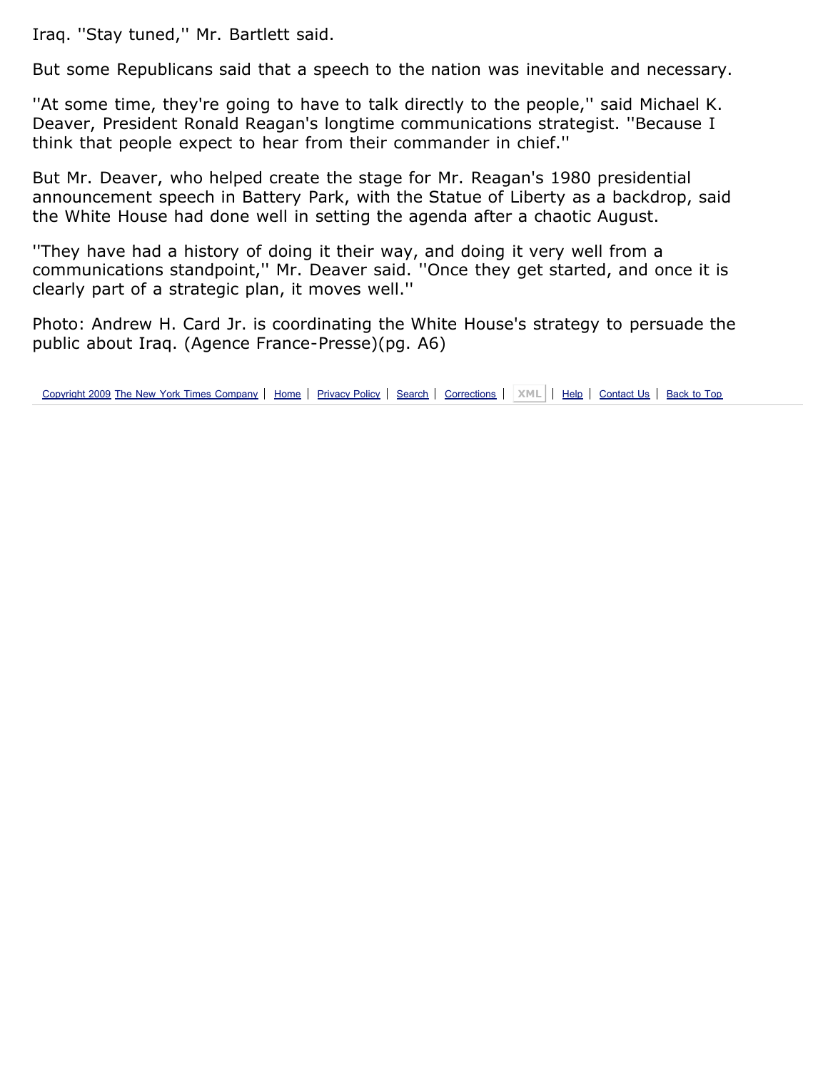Iraq. ''Stay tuned,'' Mr. Bartlett said.

But some Republicans said that a speech to the nation was inevitable and necessary.

''At some time, they're going to have to talk directly to the people,'' said Michael K. Deaver, President Ronald Reagan's longtime communications strategist. ''Because I think that people expect to hear from their commander in chief.''

But Mr. Deaver, who helped create the stage for Mr. Reagan's 1980 presidential announcement speech in Battery Park, with the Statue of Liberty as a backdrop, said the White House had done well in setting the agenda after a chaotic August.

''They have had a history of doing it their way, and doing it very well from a communications standpoint,'' Mr. Deaver said. ''Once they get started, and once it is clearly part of a strategic plan, it moves well.''

Photo: Andrew H. Card Jr. is coordinating the White House's strategy to persuade the public about Iraq. (Agence France-Presse)(pg. A6)